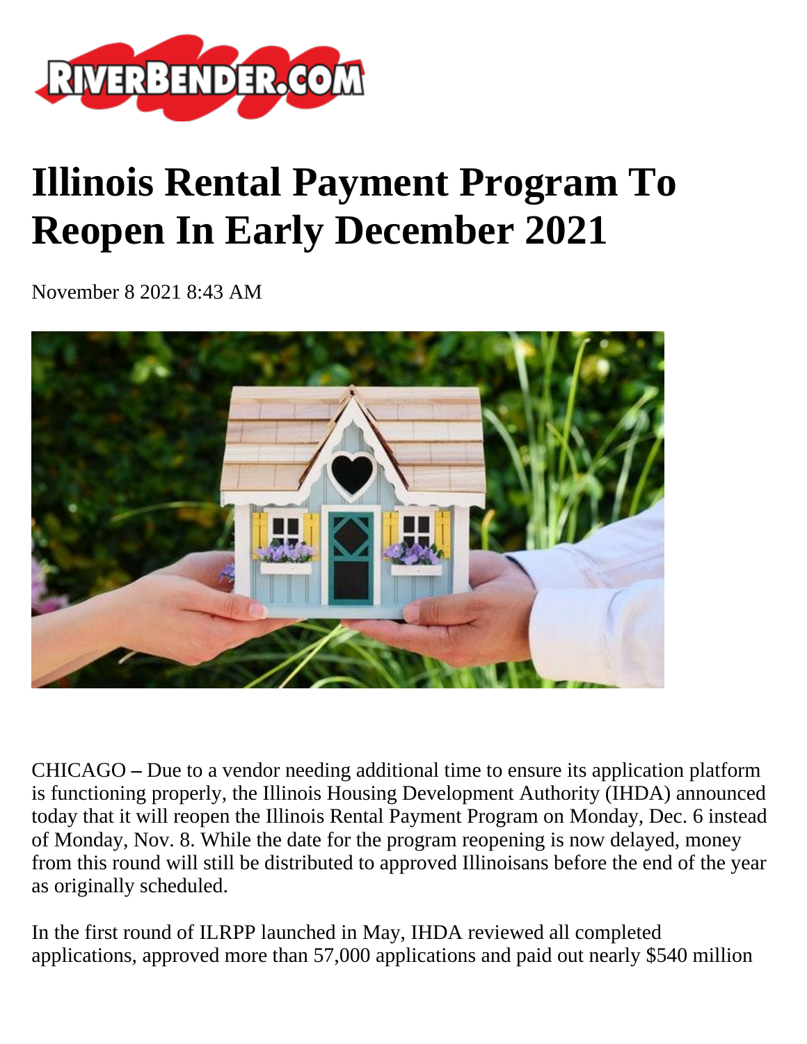# Illinois Rental Payment Program To Reopen In Early December 2021

November 8 2021 8:43 AM

CHICAGO – Due to a vendor needing additional time to ensure its application platform is functioning properly, the Illinois Housing Development Authority (IHDA) announced today that it will reopen the Illinois Rental Payment Program on Monday, Dec. 6 instead of Monday, Nov. 8. While the date for the program reopening is now delayed, money from this round will still be distributed to approved Illinoisans before the end of the year as originally scheduled.

In the first round of ILRPP launched in May, IHDA reviewed all completed applications, approved more than 57,000 applications and paid out nearly $540 million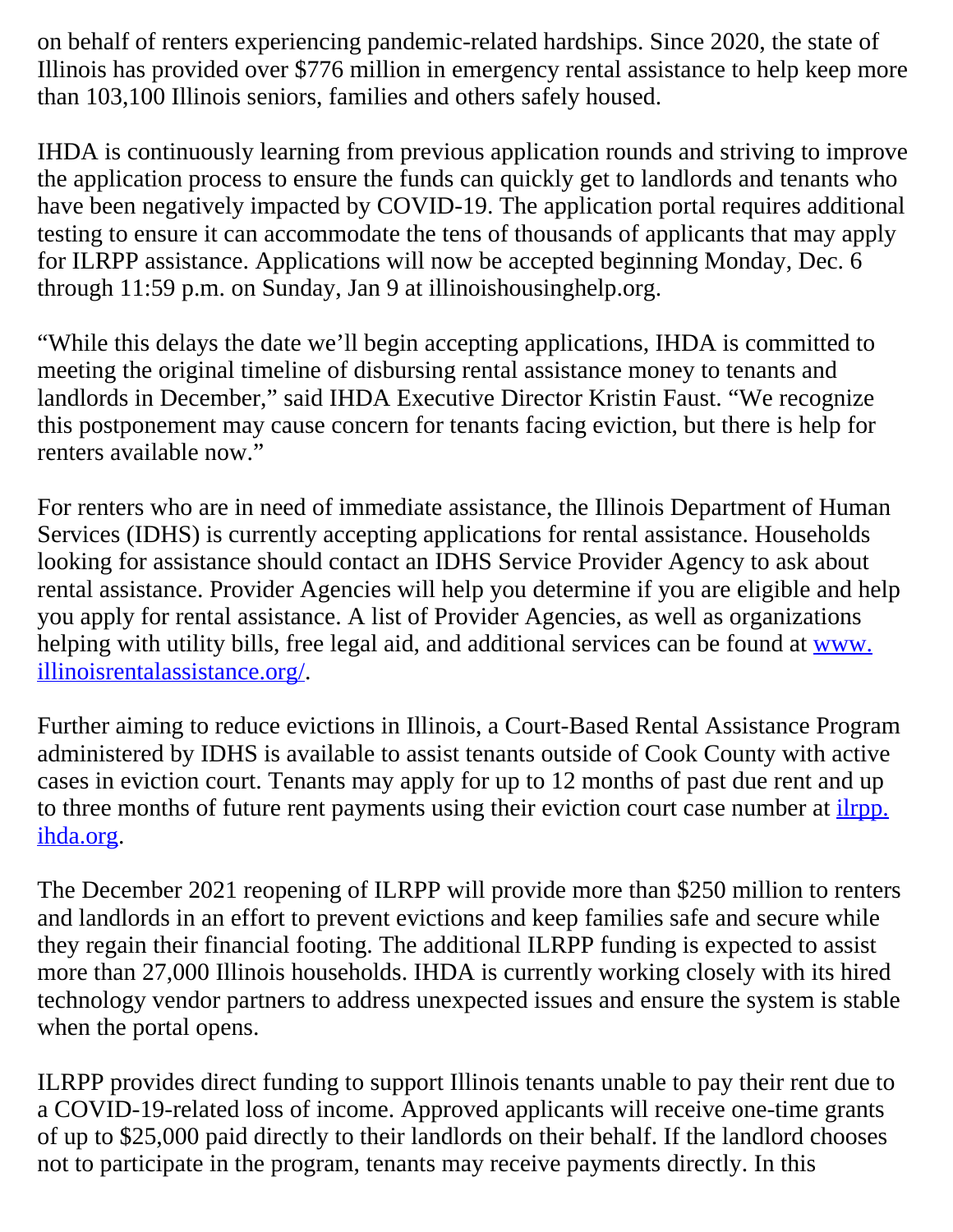on behalf of renters experiencing pandemic-related hardships. Since 2020, the state of Illinois has provided over $776 million in emergency rental assistance to help keep more than 103,100 Illinois seniors, families and others safely housed.

IHDA is continuously learning from previous application rounds and striving to improve the application process to ensure the funds can quickly get to landlords and tenants who have been negatively impacted by COVID-19. The application portal requires additional testing to ensure it can accommodate the tens of thousands of applicants that may apply for ILRPP assistance. Applications will now be accepted beginning Monday, Dec. 6 through 11:59 p.m. on Sunday, Jan 9 at illinoishousinghelp.org.

"While this delays the date we'll begin accepting applications, IHDA is committed to meeting the original timeline of disbursing rental assistance money to tenants and landlords in December," said IHDA Executive Director Kristin Faust. "We recognize this postponement may cause concern for tenants facing eviction, but there is help for renters available now."

For renters who are in need of immediate assistance, the Illinois Department of Human Services (IDHS) is currently accepting applications for rental assistance. Households looking for assistance should contact an IDHS Service Provider Agency to ask about rental assistance. Provider Agencies will help you determine if you are eligible and help you apply for rental assistance. A list of Provider Agencies, as well as organizations helping with utility bills, free legal aid, and additional services can be found at [www.illinoisrentalassistance.org/](www.illinoisrentalassistance.org/).

Further aiming to reduce evictions in Illinois, a Court-Based Rental Assistance Program administered by IDHS is available to assist tenants outside of Cook County with active cases in eviction court. Tenants may apply for up to 12 months of past due rent and up to three months of future rent payments using their eviction court case number at [ilrpp.ihda.org](ilrpp.ihda.org).

The December 2021 reopening of ILRPP will provide more than $250 million to renters and landlords in an effort to prevent evictions and keep families safe and secure while they regain their financial footing. The additional ILRPP funding is expected to assist more than 27,000 Illinois households. IHDA is currently working closely with its hired technology vendor partners to address unexpected issues and ensure the system is stable when the portal opens.

ILRPP provides direct funding to support Illinois tenants unable to pay their rent due to a COVID-19-related loss of income. Approved applicants will receive one-time grants of up to $25,000 paid directly to their landlords on their behalf. If the landlord chooses not to participate in the program, tenants may receive payments directly. In this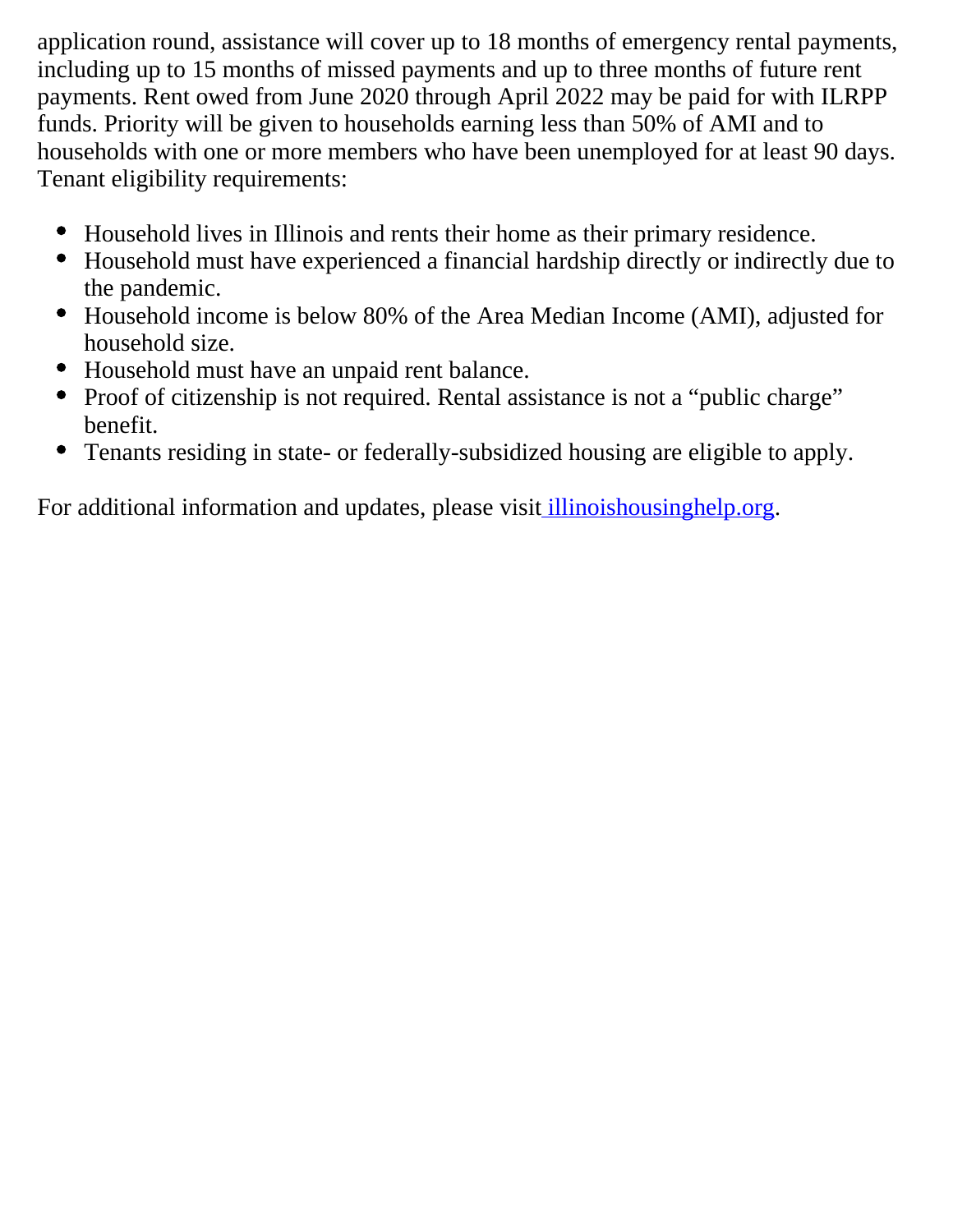application round, assistance will cover up to 18 months of emergency rental payments, including up to 15 months of missed payments and up to three months of future rent payments. Rent owed from June 2020 through April 2022 may be paid for with ILRPP funds. Priority will be given to households earning less than 50% of AMI and to households with one or more members who have been unemployed for at least 90 days. Tenant eligibility requirements:

- Household lives in Illinois and rents their home as their primary residence.
- Household must have experienced a financial hardship directly or indirectly due to the pandemic.
- Household income is below 80% of the Area Median Income (AMI), adjusted for household size.
- Household must have an unpaid rent balance.
- Proof of citizenship is not required. Rental assistance is not a "public charge" benefit.
- Tenants residing in state- or federally-subsidized housing are eligible to apply.

For additional information and updates, please visit [illinoishousinghelp.org](illinoishousinghelp.org).